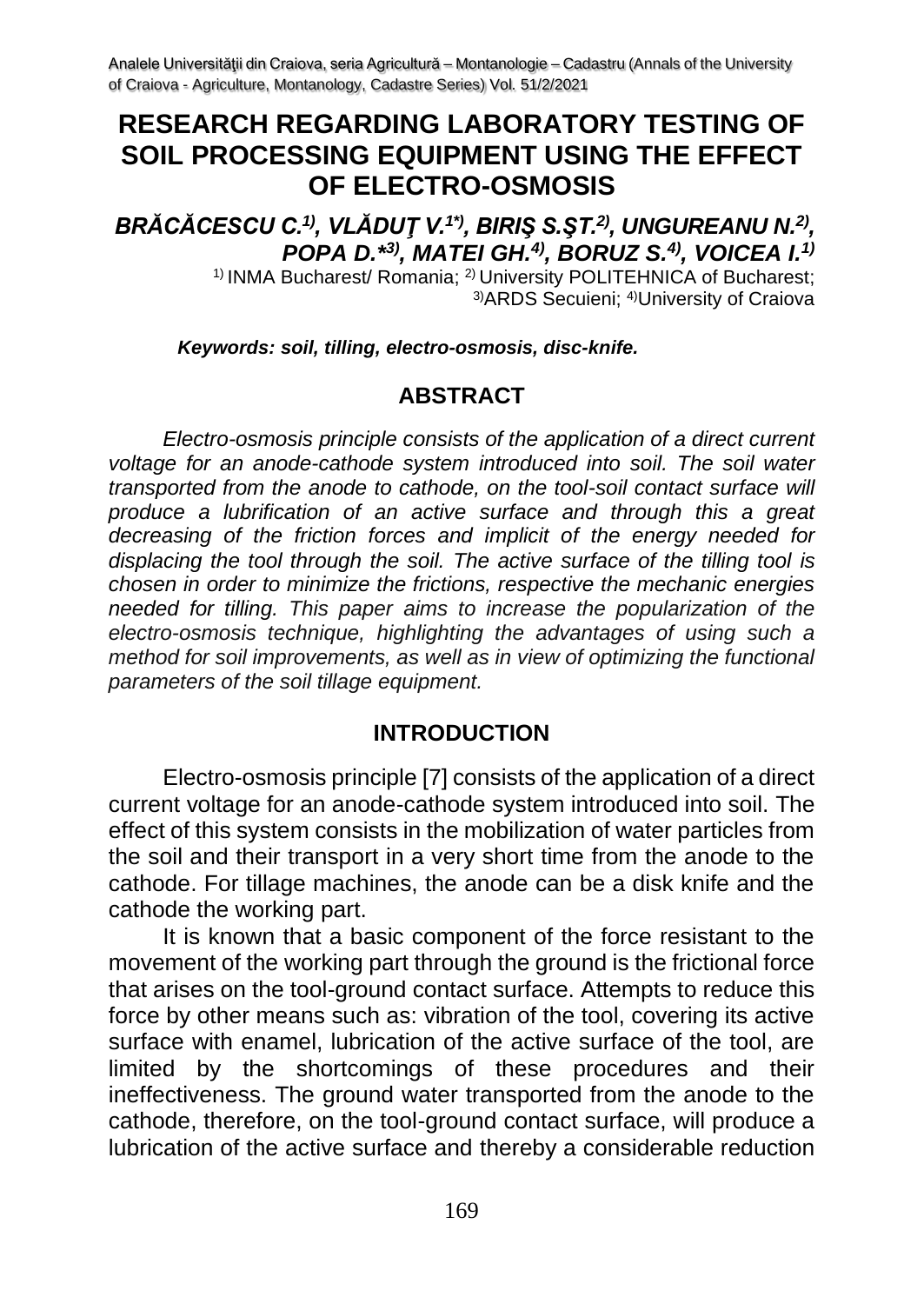# RESEARCH REGARDING LABORATORY TESTING OF SOIL PROCESSING EQUIPMENT USING THE EFFECT OF ELECTRO-OSMOSIS

***BRĂCĂCESCU C.[1)], VLĂDUŢ V.[1*)], BIRIŞ S.ŞT.[2)], UNGUREANU N.[2)], POPA D.*[3)], MATEI GH.[4)], BORUZ S.[4)], VOICEA I.[1)]***

[1)] INMA Bucharest/ Romania; [2)] University POLITEHNICA of Bucharest; [3)]ARDS Secuieni; [4)]University of Craiova

***Keywords: soil, tilling, electro-osmosis, disc-knife.***

## ABSTRACT

*Electro-osmosis principle consists of the application of a direct current voltage for an anode-cathode system introduced into soil. The soil water transported from the anode to cathode, on the tool-soil contact surface will produce a lubrification of an active surface and through this a great decreasing of the friction forces and implicit of the energy needed for displacing the tool through the soil. The active surface of the tilling tool is chosen in order to minimize the frictions, respective the mechanic energies needed for tilling. This paper aims to increase the popularization of the electro-osmosis technique, highlighting the advantages of using such a method for soil improvements, as well as in view of optimizing the functional parameters of the soil tillage equipment.*

## INTRODUCTION

Electro-osmosis principle [7] consists of the application of a direct current voltage for an anode-cathode system introduced into soil. The effect of this system consists in the mobilization of water particles from the soil and their transport in a very short time from the anode to the cathode. For tillage machines, the anode can be a disk knife and the cathode the working part.

It is known that a basic component of the force resistant to the movement of the working part through the ground is the frictional force that arises on the tool-ground contact surface. Attempts to reduce this force by other means such as: vibration of the tool, covering its active surface with enamel, lubrication of the active surface of the tool, are limited by the shortcomings of these procedures and their ineffectiveness. The ground water transported from the anode to the cathode, therefore, on the tool-ground contact surface, will produce a lubrication of the active surface and thereby a considerable reduction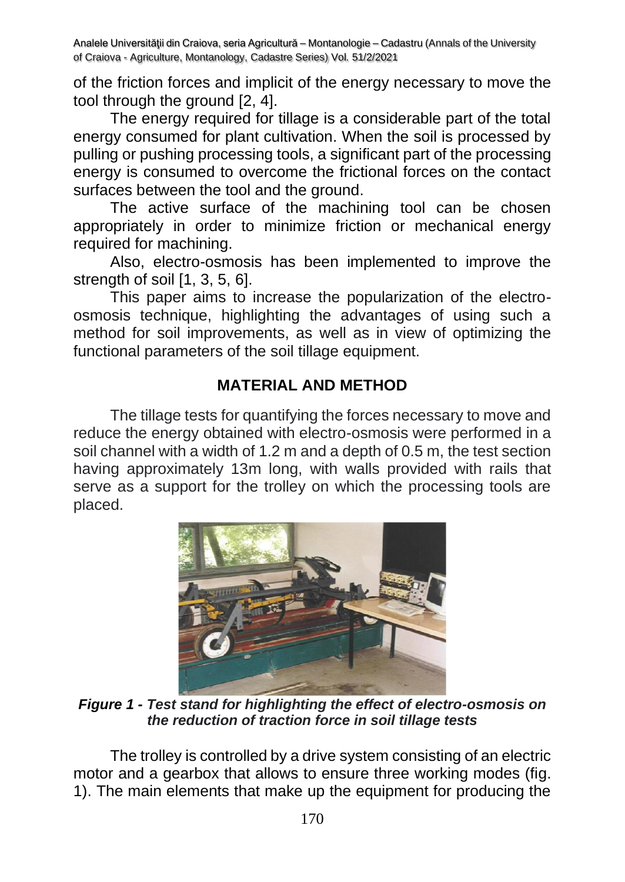of the friction forces and implicit of the energy necessary to move the tool through the ground [2, 4].

The energy required for tillage is a considerable part of the total energy consumed for plant cultivation. When the soil is processed by pulling or pushing processing tools, a significant part of the processing energy is consumed to overcome the frictional forces on the contact surfaces between the tool and the ground.

The active surface of the machining tool can be chosen appropriately in order to minimize friction or mechanical energy required for machining.

Also, electro-osmosis has been implemented to improve the strength of soil [1, 3, 5, 6].

This paper aims to increase the popularization of the electro-osmosis technique, highlighting the advantages of using such a method for soil improvements, as well as in view of optimizing the functional parameters of the soil tillage equipment.

## MATERIAL AND METHOD

The tillage tests for quantifying the forces necessary to move and reduce the energy obtained with electro-osmosis were performed in a soil channel with a width of 1.2 m and a depth of 0.5 m, the test section having approximately 13m long, with walls provided with rails that serve as a support for the trolley on which the processing tools are placed.

***Figure 1 - Test stand for highlighting the effect of electro-osmosis on the reduction of traction force in soil tillage tests***

The trolley is controlled by a drive system consisting of an electric motor and a gearbox that allows to ensure three working modes (fig. 1). The main elements that make up the equipment for producing the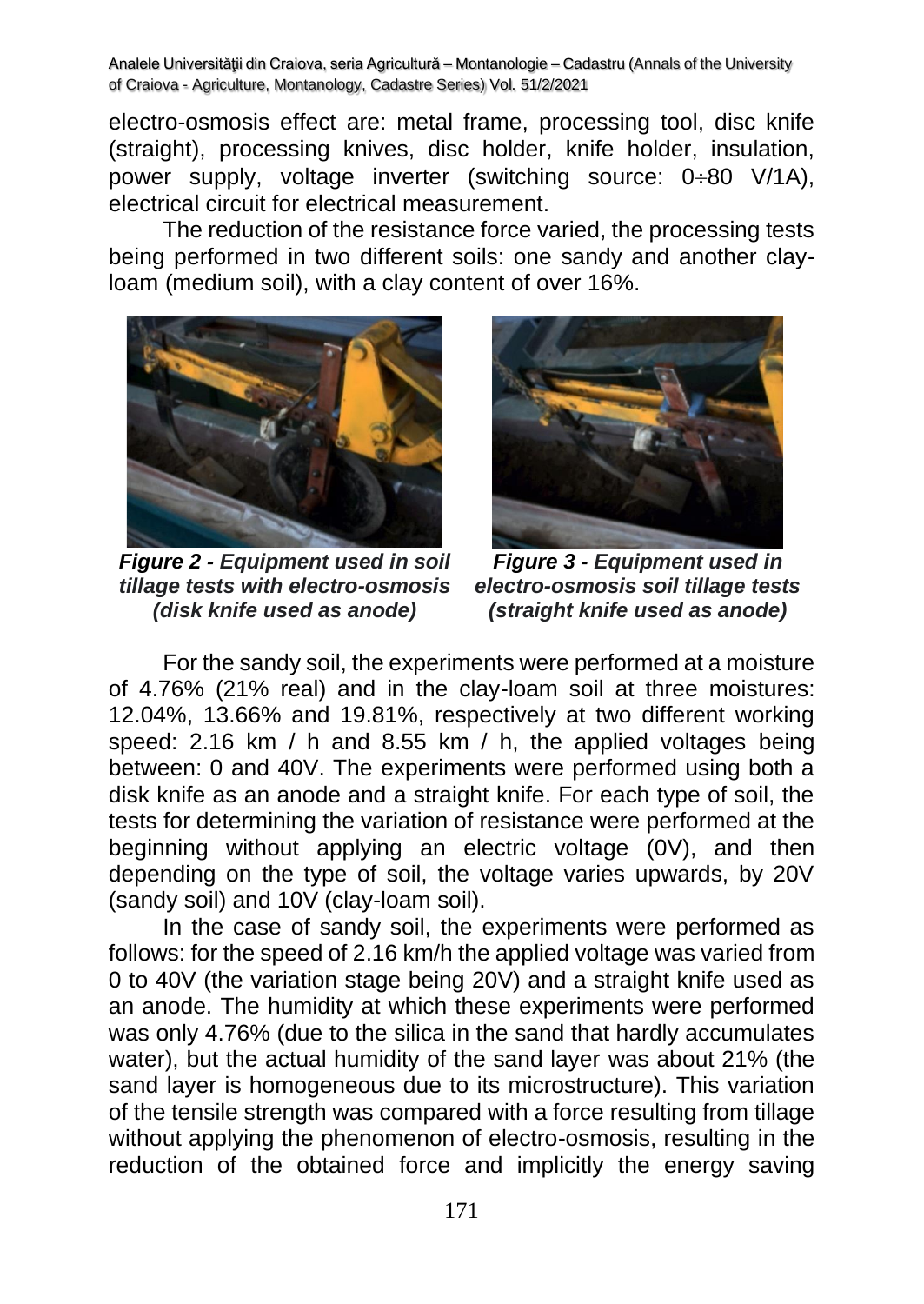electro-osmosis effect are: metal frame, processing tool, disc knife (straight), processing knives, disc holder, knife holder, insulation, power supply, voltage inverter (switching source: 0÷80 V/1A), electrical circuit for electrical measurement.

The reduction of the resistance force varied, the processing tests being performed in two different soils: one sandy and another clay-loam (medium soil), with a clay content of over 16%.

***Figure 2 - Equipment used in soil tillage tests with electro-osmosis (disk knife used as anode)***

***Figure 3 - Equipment used in electro-osmosis soil tillage tests (straight knife used as anode)***

For the sandy soil, the experiments were performed at a moisture of 4.76% (21% real) and in the clay-loam soil at three moistures: 12.04%, 13.66% and 19.81%, respectively at two different working speed: 2.16 km / h and 8.55 km / h, the applied voltages being between: 0 and 40V. The experiments were performed using both a disk knife as an anode and a straight knife. For each type of soil, the tests for determining the variation of resistance were performed at the beginning without applying an electric voltage (0V), and then depending on the type of soil, the voltage varies upwards, by 20V (sandy soil) and 10V (clay-loam soil).

In the case of sandy soil, the experiments were performed as follows: for the speed of 2.16 km/h the applied voltage was varied from 0 to 40V (the variation stage being 20V) and a straight knife used as an anode. The humidity at which these experiments were performed was only 4.76% (due to the silica in the sand that hardly accumulates water), but the actual humidity of the sand layer was about 21% (the sand layer is homogeneous due to its microstructure). This variation of the tensile strength was compared with a force resulting from tillage without applying the phenomenon of electro-osmosis, resulting in the reduction of the obtained force and implicitly the energy saving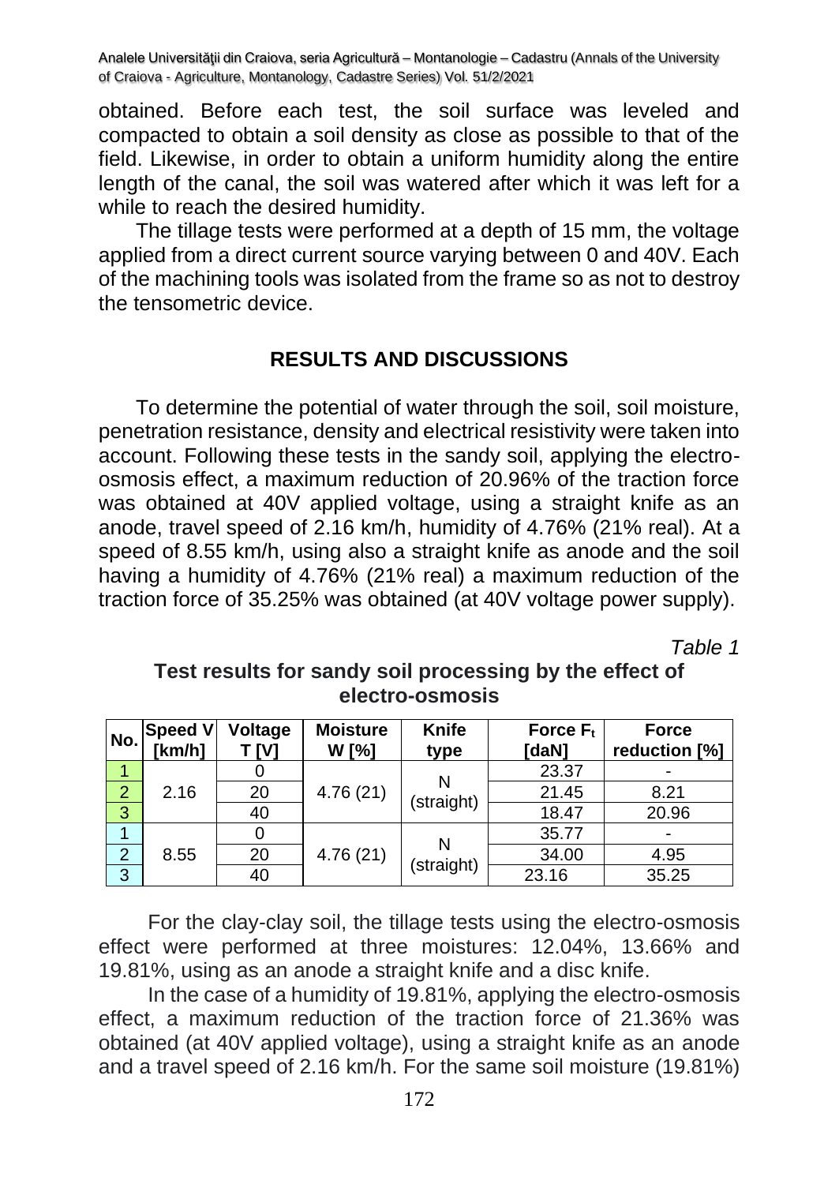obtained. Before each test, the soil surface was leveled and compacted to obtain a soil density as close as possible to that of the field. Likewise, in order to obtain a uniform humidity along the entire length of the canal, the soil was watered after which it was left for a while to reach the desired humidity.

The tillage tests were performed at a depth of 15 mm, the voltage applied from a direct current source varying between 0 and 40V. Each of the machining tools was isolated from the frame so as not to destroy the tensometric device.

## RESULTS AND DISCUSSIONS

To determine the potential of water through the soil, soil moisture, penetration resistance, density and electrical resistivity were taken into account. Following these tests in the sandy soil, applying the electro-osmosis effect, a maximum reduction of 20.96% of the traction force was obtained at 40V applied voltage, using a straight knife as an anode, travel speed of 2.16 km/h, humidity of 4.76% (21% real). At a speed of 8.55 km/h, using also a straight knife as anode and the soil having a humidity of 4.76% (21% real) a maximum reduction of the traction force of 35.25% was obtained (at 40V voltage power supply).

*Table 1*

**Test results for sandy soil processing by the effect of electro-osmosis**

| No. | Speed V [km/h] | Voltage T [V] | Moisture W [%] | Knife type | Force $F_t$ [daN] | Force reduction [%] |
|---|---|---|---|---|---|---|
| 1 | 2.16 | 0 | 4.76 (21) | N (straight) | 23.37 | - |
| 2 | | 20 | | | 21.45 | 8.21 |
| 3 | | 40 | | | 18.47 | 20.96 |
| 1 | 8.55 | 0 | 4.76 (21) | N (straight) | 35.77 | - |
| 2 | | 20 | | | 34.00 | 4.95 |
| 3 | | 40 | | | 23.16 | 35.25 |

For the clay-clay soil, the tillage tests using the electro-osmosis effect were performed at three moistures: 12.04%, 13.66% and 19.81%, using as an anode a straight knife and a disc knife.

In the case of a humidity of 19.81%, applying the electro-osmosis effect, a maximum reduction of the traction force of 21.36% was obtained (at 40V applied voltage), using a straight knife as an anode and a travel speed of 2.16 km/h. For the same soil moisture (19.81%)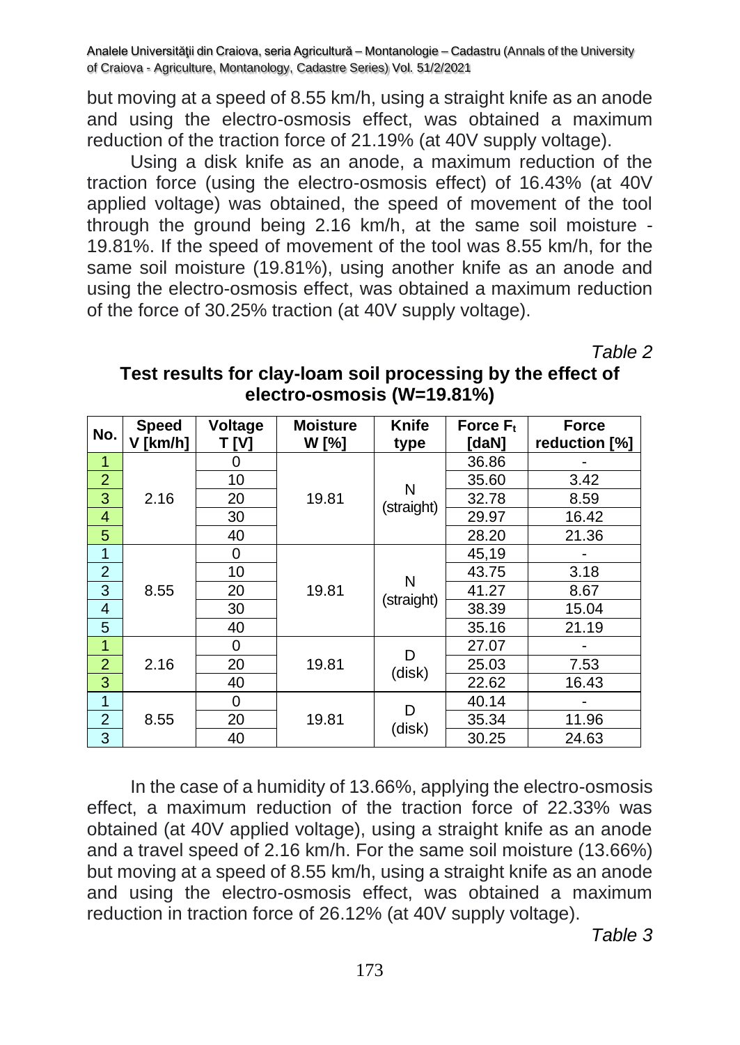but moving at a speed of 8.55 km/h, using a straight knife as an anode and using the electro-osmosis effect, was obtained a maximum reduction of the traction force of 21.19% (at 40V supply voltage).

Using a disk knife as an anode, a maximum reduction of the traction force (using the electro-osmosis effect) of 16.43% (at 40V applied voltage) was obtained, the speed of movement of the tool through the ground being 2.16 km/h, at the same soil moisture - 19.81%. If the speed of movement of the tool was 8.55 km/h, for the same soil moisture (19.81%), using another knife as an anode and using the electro-osmosis effect, was obtained a maximum reduction of the force of 30.25% traction (at 40V supply voltage).

*Table 2*

**Test results for clay-loam soil processing by the effect of electro-osmosis (W=19.81%)**

| No. | Speed V [km/h] | Voltage T [V] | Moisture W [%] | Knife type | Force $F_t$ [daN] | Force reduction [%] |
|---|---|---|---|---|---|---|
| 1 | 2.16 | 0 | 19.81 | N (straight) | 36.86 | - |
| 2 | | 10 | | | 35.60 | 3.42 |
| 3 | | 20 | | | 32.78 | 8.59 |
| 4 | | 30 | | | 29.97 | 16.42 |
| 5 | | 40 | | | 28.20 | 21.36 |
| 1 | 8.55 | 0 | 19.81 | N (straight) | 45,19 | - |
| 2 | | 10 | | | 43.75 | 3.18 |
| 3 | | 20 | | | 41.27 | 8.67 |
| 4 | | 30 | | | 38.39 | 15.04 |
| 5 | | 40 | | | 35.16 | 21.19 |
| 1 | 2.16 | 0 | 19.81 | D (disk) | 27.07 | - |
| 2 | | 20 | | | 25.03 | 7.53 |
| 3 | | 40 | | | 22.62 | 16.43 |
| 1 | 8.55 | 0 | 19.81 | D (disk) | 40.14 | - |
| 2 | | 20 | | | 35.34 | 11.96 |
| 3 | | 40 | | | 30.25 | 24.63 |

In the case of a humidity of 13.66%, applying the electro-osmosis effect, a maximum reduction of the traction force of 22.33% was obtained (at 40V applied voltage), using a straight knife as an anode and a travel speed of 2.16 km/h. For the same soil moisture (13.66%) but moving at a speed of 8.55 km/h, using a straight knife as an anode and using the electro-osmosis effect, was obtained a maximum reduction in traction force of 26.12% (at 40V supply voltage).

*Table 3*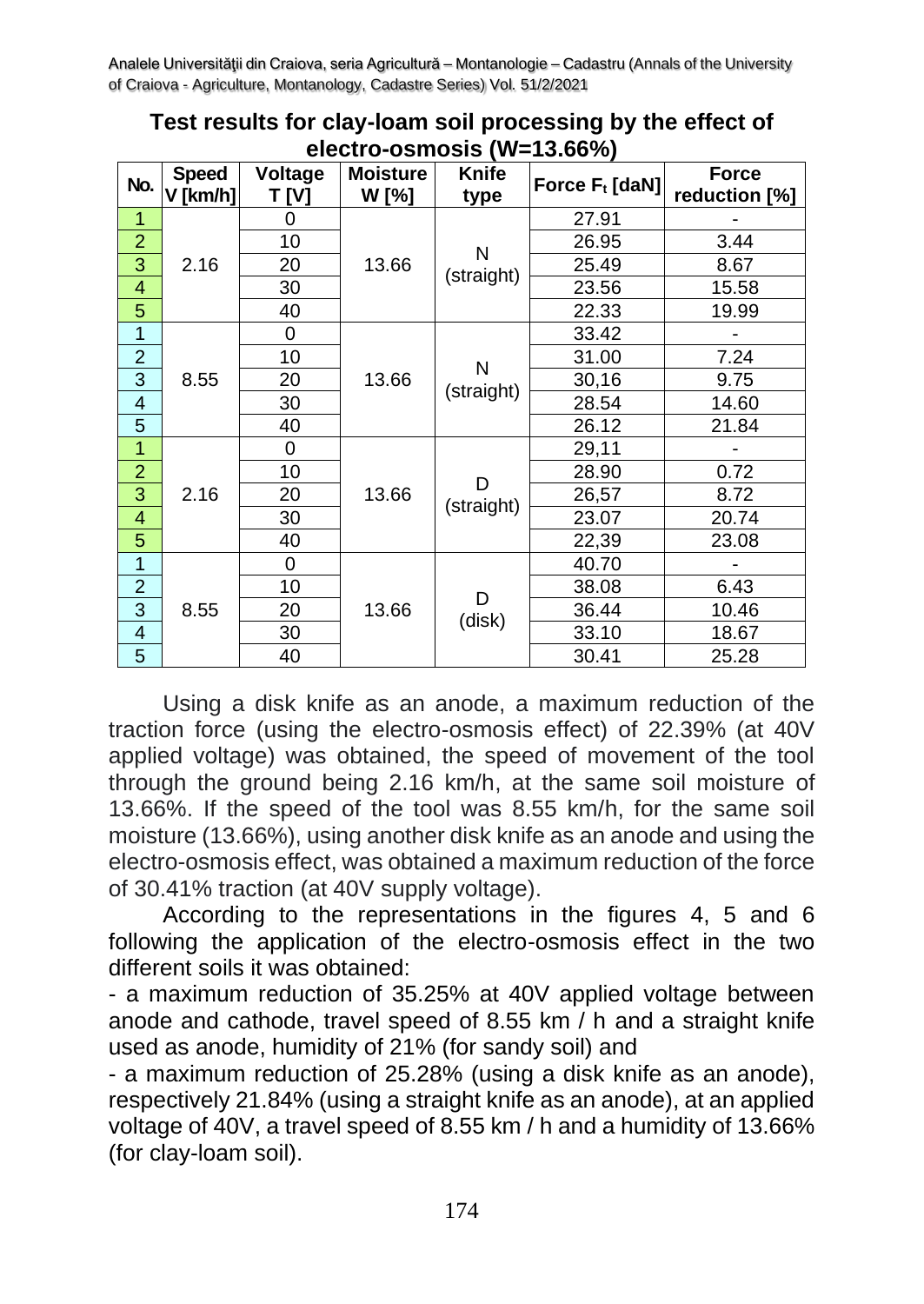**Test results for clay-loam soil processing by the effect of electro-osmosis (W=13.66%)**

| No. | Speed V [km/h] | Voltage T [V] | Moisture W [%] | Knife type | Force $F_t$ [daN] | Force reduction [%] |
|---|---|---|---|---|---|---|
| 1 | 2.16 | 0 | 13.66 | N (straight) | 27.91 | - |
| 2 | | 10 | | | 26.95 | 3.44 |
| 3 | | 20 | | | 25.49 | 8.67 |
| 4 | | 30 | | | 23.56 | 15.58 |
| 5 | | 40 | | | 22.33 | 19.99 |
| 1 | 8.55 | 0 | 13.66 | N (straight) | 33.42 | - |
| 2 | | 10 | | | 31.00 | 7.24 |
| 3 | | 20 | | | 30,16 | 9.75 |
| 4 | | 30 | | | 28.54 | 14.60 |
| 5 | | 40 | | | 26.12 | 21.84 |
| 1 | 2.16 | 0 | 13.66 | D (straight) | 29,11 | - |
| 2 | | 10 | | | 28.90 | 0.72 |
| 3 | | 20 | | | 26,57 | 8.72 |
| 4 | | 30 | | | 23.07 | 20.74 |
| 5 | | 40 | | | 22,39 | 23.08 |
| 1 | 8.55 | 0 | 13.66 | D (disk) | 40.70 | - |
| 2 | | 10 | | | 38.08 | 6.43 |
| 3 | | 20 | | | 36.44 | 10.46 |
| 4 | | 30 | | | 33.10 | 18.67 |
| 5 | | 40 | | | 30.41 | 25.28 |

Using a disk knife as an anode, a maximum reduction of the traction force (using the electro-osmosis effect) of 22.39% (at 40V applied voltage) was obtained, the speed of movement of the tool through the ground being 2.16 km/h, at the same soil moisture of 13.66%. If the speed of the tool was 8.55 km/h, for the same soil moisture (13.66%), using another disk knife as an anode and using the electro-osmosis effect, was obtained a maximum reduction of the force of 30.41% traction (at 40V supply voltage).

According to the representations in the figures 4, 5 and 6 following the application of the electro-osmosis effect in the two different soils it was obtained:

- a maximum reduction of 35.25% at 40V applied voltage between anode and cathode, travel speed of 8.55 km / h and a straight knife used as anode, humidity of 21% (for sandy soil) and
- a maximum reduction of 25.28% (using a disk knife as an anode), respectively 21.84% (using a straight knife as an anode), at an applied voltage of 40V, a travel speed of 8.55 km / h and a humidity of 13.66% (for clay-loam soil).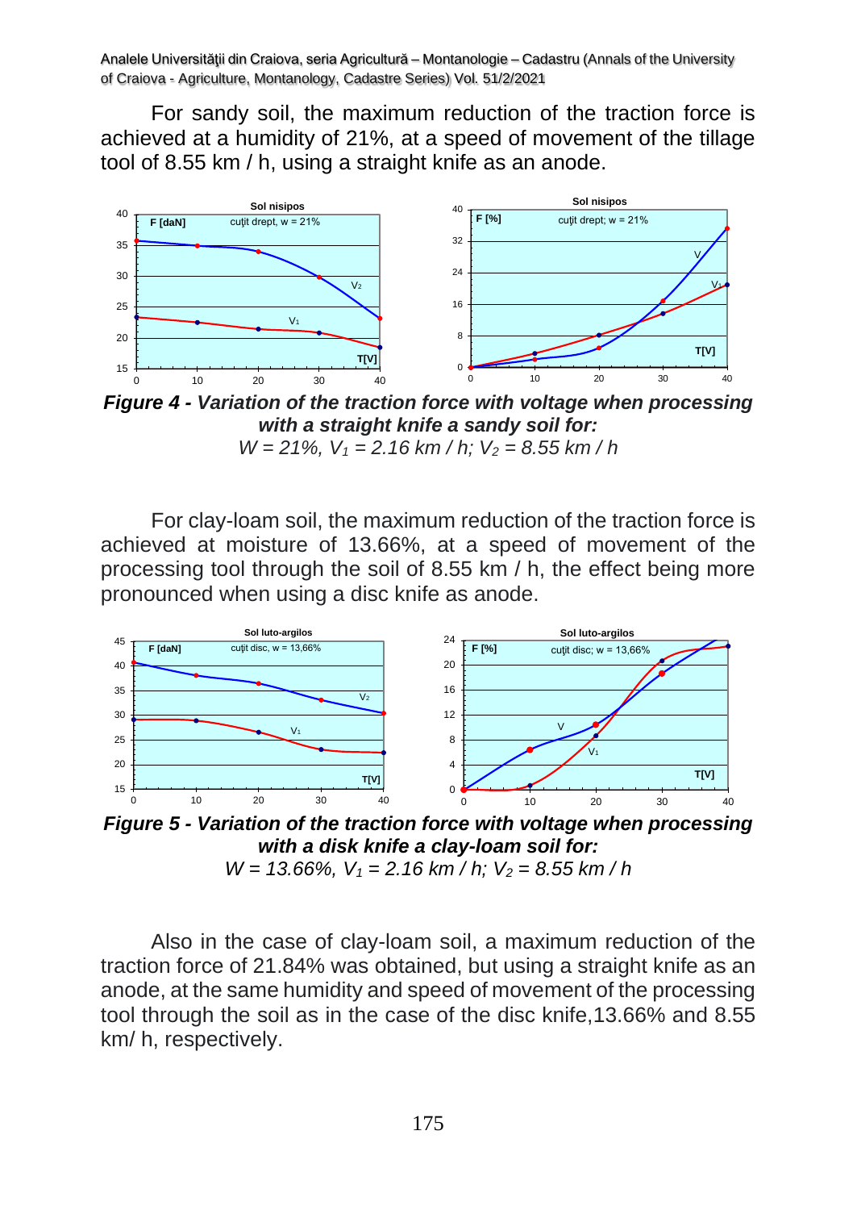For sandy soil, the maximum reduction of the traction force is achieved at a humidity of 21%, at a speed of movement of the tillage tool of 8.55 km / h, using a straight knife as an anode.

***Figure 4 - Variation of the traction force with voltage when processing with a straight knife a sandy soil for:***
*W = 21%, $V_1$ = 2.16 km / h; $V_2$ = 8.55 km / h*

For clay-loam soil, the maximum reduction of the traction force is achieved at moisture of 13.66%, at a speed of movement of the processing tool through the soil of 8.55 km / h, the effect being more pronounced when using a disc knife as anode.

***Figure 5 - Variation of the traction force with voltage when processing with a disk knife a clay-loam soil for:***
*W = 13.66%, $V_1$ = 2.16 km / h; $V_2$ = 8.55 km / h*

Also in the case of clay-loam soil, a maximum reduction of the traction force of 21.84% was obtained, but using a straight knife as an anode, at the same humidity and speed of movement of the processing tool through the soil as in the case of the disc knife,13.66% and 8.55 km/ h, respectively.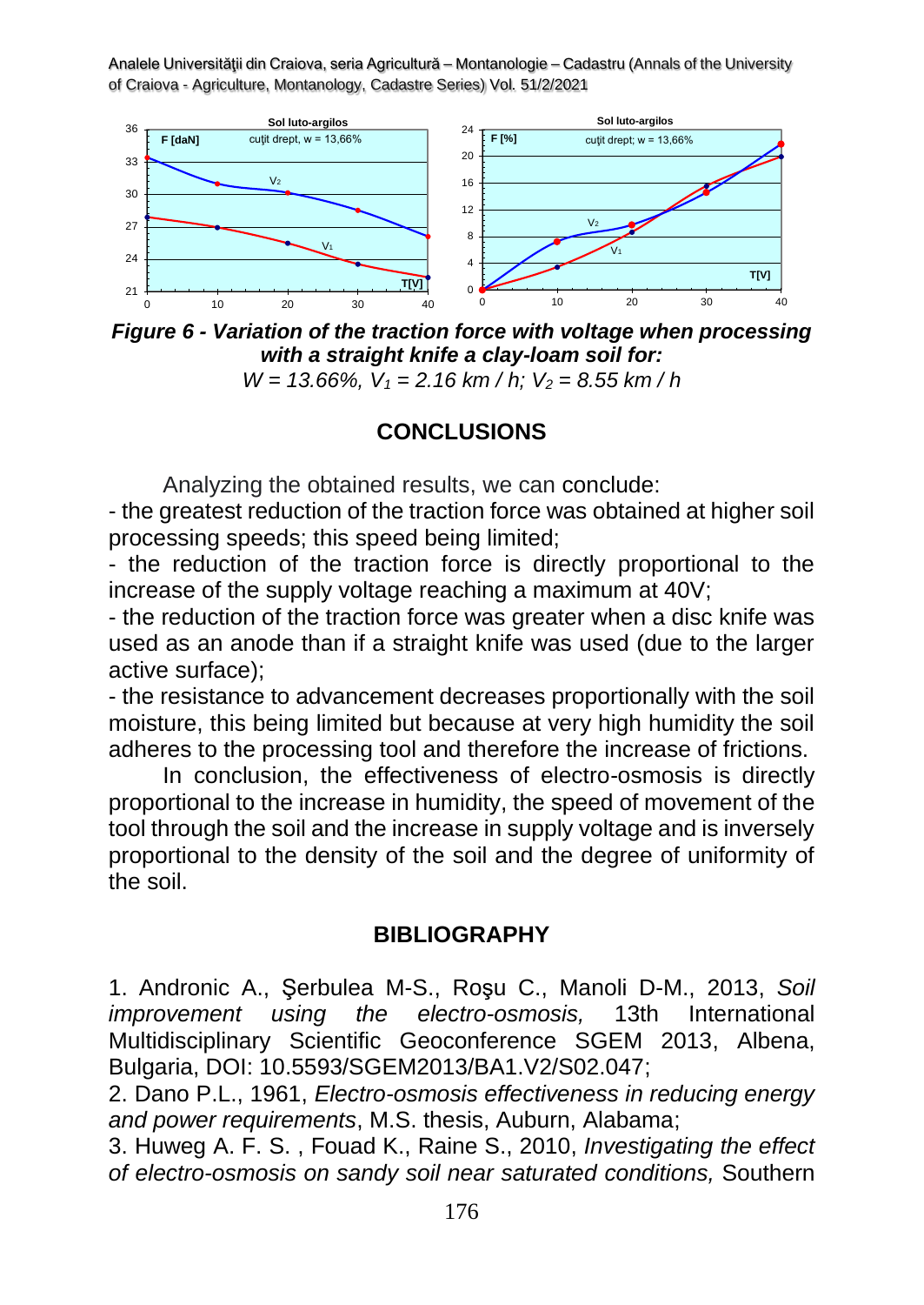**Figure 6 - Variation of the traction force with voltage when processing with a straight knife a clay-loam soil for:**

*W = 13.66%, $V_1$ = 2.16 km / h; $V_2$ = 8.55 km / h*

## CONCLUSIONS

Analyzing the obtained results, we can conclude:

- the greatest reduction of the traction force was obtained at higher soil processing speeds; this speed being limited;
- the reduction of the traction force is directly proportional to the increase of the supply voltage reaching a maximum at 40V;
- the reduction of the traction force was greater when a disc knife was used as an anode than if a straight knife was used (due to the larger active surface);
- the resistance to advancement decreases proportionally with the soil moisture, this being limited but because at very high humidity the soil adheres to the processing tool and therefore the increase of frictions.

In conclusion, the effectiveness of electro-osmosis is directly proportional to the increase in humidity, the speed of movement of the tool through the soil and the increase in supply voltage and is inversely proportional to the density of the soil and the degree of uniformity of the soil.

## BIBLIOGRAPHY

1. Andronic A., Şerbulea M-S., Roşu C., Manoli D-M., 2013, *Soil improvement using the electro-osmosis,* 13th International Multidisciplinary Scientific Geoconference SGEM 2013, Albena, Bulgaria, DOI: 10.5593/SGEM2013/BA1.V2/S02.047;
2. Dano P.L., 1961, *Electro-osmosis effectiveness in reducing energy and power requirements*, M.S. thesis, Auburn, Alabama;
3. Huweg A. F. S. , Fouad K., Raine S., 2010, *Investigating the effect of electro-osmosis on sandy soil near saturated conditions,* Southern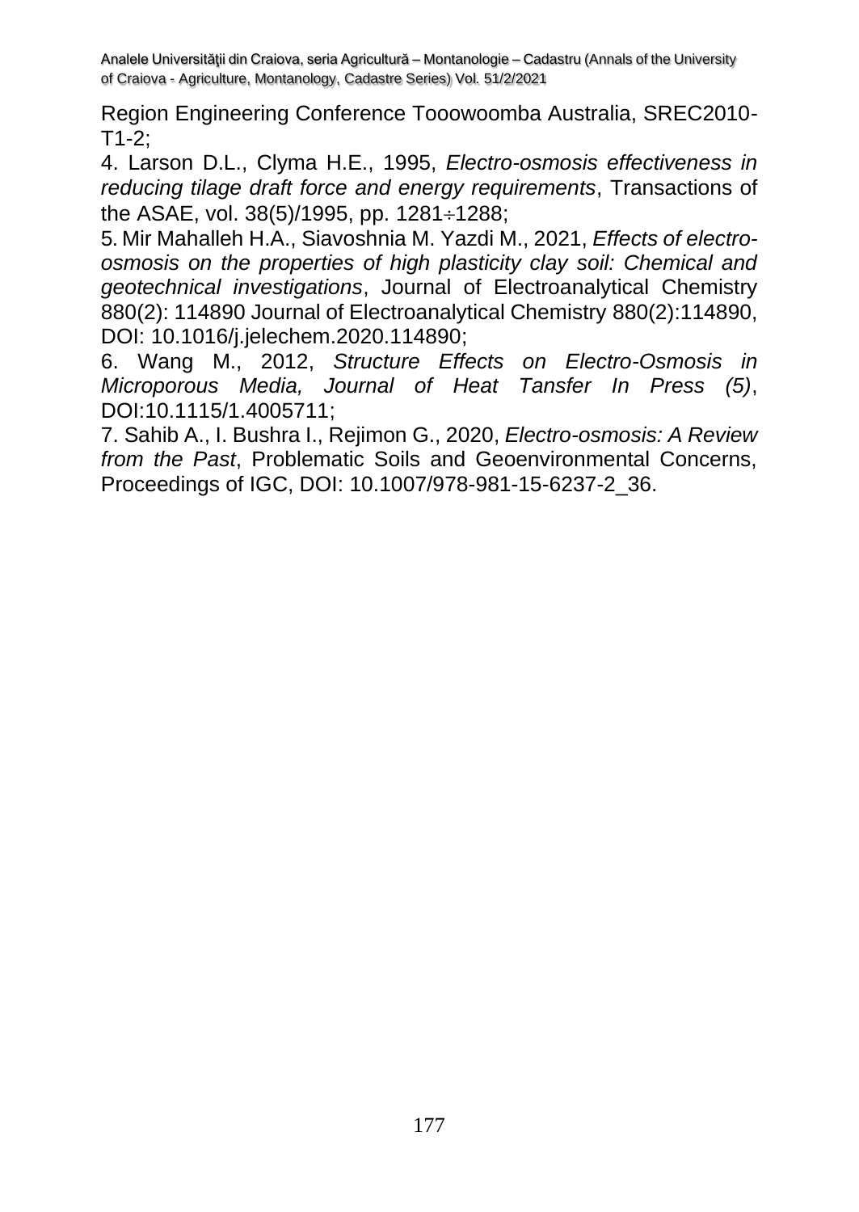Region Engineering Conference Tooowoomba Australia, SREC2010-T1-2;

4. Larson D.L., Clyma H.E., 1995, *Electro-osmosis effectiveness in reducing tilage draft force and energy requirements*, Transactions of the ASAE, vol. 38(5)/1995, pp. 1281÷1288;

5. Mir Mahalleh H.A., Siavoshnia M. Yazdi M., 2021, *Effects of electro-osmosis on the properties of high plasticity clay soil: Chemical and geotechnical investigations*, Journal of Electroanalytical Chemistry 880(2): 114890 Journal of Electroanalytical Chemistry 880(2):114890, DOI: 10.1016/j.jelechem.2020.114890;

6. Wang M., 2012, *Structure Effects on Electro-Osmosis in Microporous Media, Journal of Heat Tansfer In Press (5)*, DOI:10.1115/1.4005711;

7. Sahib A., I. Bushra I., Rejimon G., 2020, *Electro-osmosis: A Review from the Past*, Problematic Soils and Geoenvironmental Concerns, Proceedings of IGC, DOI: 10.1007/978-981-15-6237-2_36.